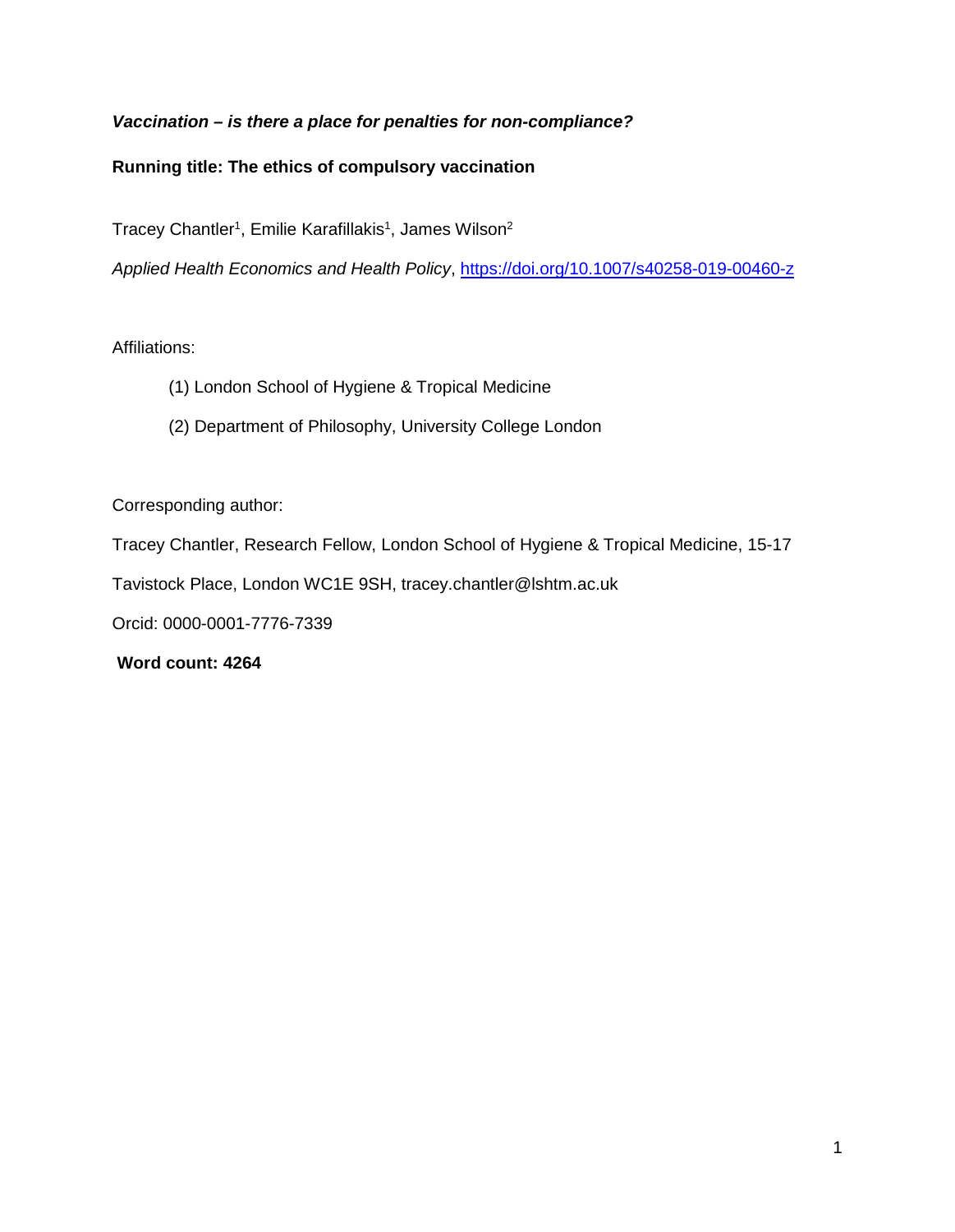***Vaccination – is there a place for penalties for non-compliance?***

**Running title: The ethics of compulsory vaccination**

Tracey Chantler[1], Emilie Karafillakis[1], James Wilson[2]

*Applied Health Economics and Health Policy*, https://doi.org/10.1007/s40258-019-00460-z

Affiliations:

(1) London School of Hygiene & Tropical Medicine

(2) Department of Philosophy, University College London

Corresponding author:

Tracey Chantler, Research Fellow, London School of Hygiene & Tropical Medicine, 15-17 Tavistock Place, London WC1E 9SH, tracey.chantler@lshtm.ac.uk

Orcid: 0000-0001-7776-7339

**Word count: 4264**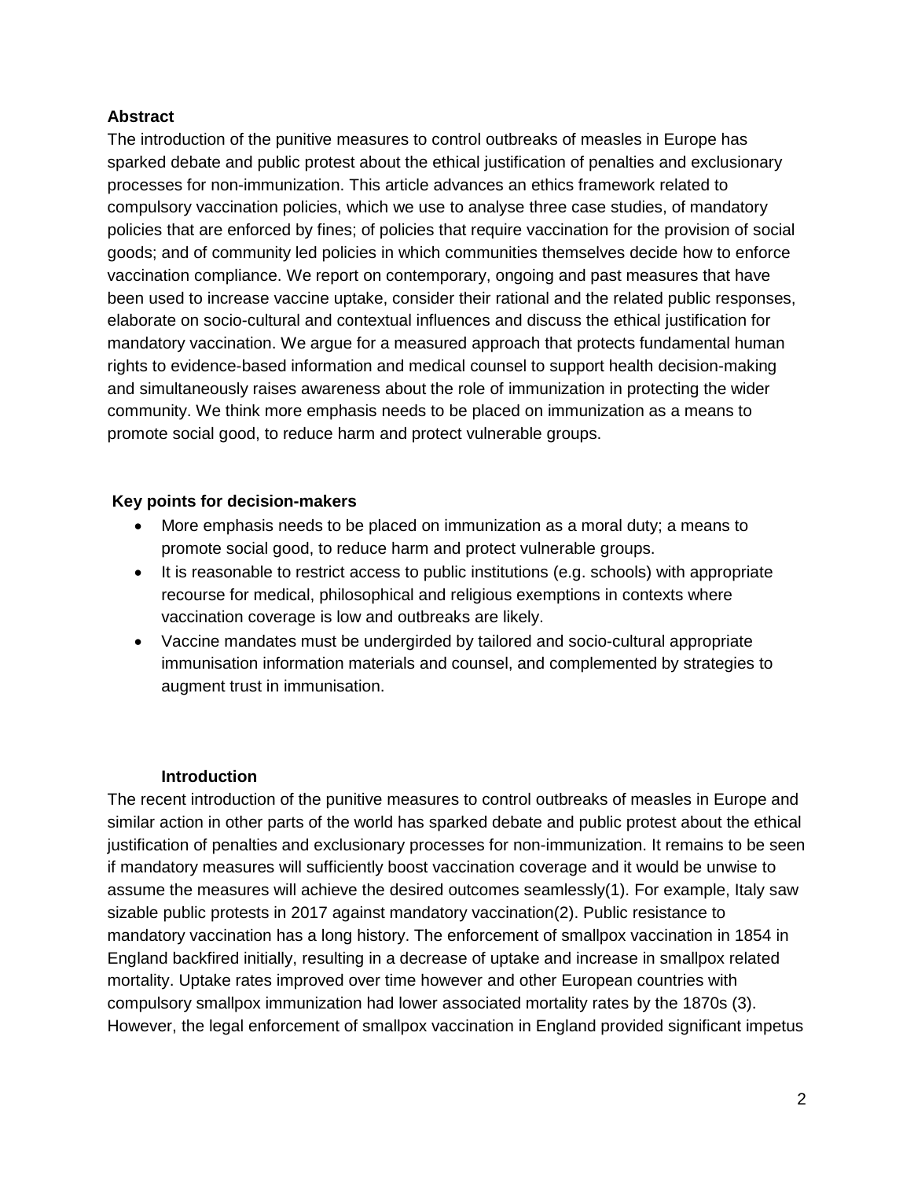## Abstract

The introduction of the punitive measures to control outbreaks of measles in Europe has sparked debate and public protest about the ethical justification of penalties and exclusionary processes for non-immunization. This article advances an ethics framework related to compulsory vaccination policies, which we use to analyse three case studies, of mandatory policies that are enforced by fines; of policies that require vaccination for the provision of social goods; and of community led policies in which communities themselves decide how to enforce vaccination compliance. We report on contemporary, ongoing and past measures that have been used to increase vaccine uptake, consider their rational and the related public responses, elaborate on socio-cultural and contextual influences and discuss the ethical justification for mandatory vaccination. We argue for a measured approach that protects fundamental human rights to evidence-based information and medical counsel to support health decision-making and simultaneously raises awareness about the role of immunization in protecting the wider community. We think more emphasis needs to be placed on immunization as a means to promote social good, to reduce harm and protect vulnerable groups.

## Key points for decision-makers

- More emphasis needs to be placed on immunization as a moral duty; a means to promote social good, to reduce harm and protect vulnerable groups.
- It is reasonable to restrict access to public institutions (e.g. schools) with appropriate recourse for medical, philosophical and religious exemptions in contexts where vaccination coverage is low and outbreaks are likely.
- Vaccine mandates must be undergirded by tailored and socio-cultural appropriate immunisation information materials and counsel, and complemented by strategies to augment trust in immunisation.

## Introduction

The recent introduction of the punitive measures to control outbreaks of measles in Europe and similar action in other parts of the world has sparked debate and public protest about the ethical justification of penalties and exclusionary processes for non-immunization. It remains to be seen if mandatory measures will sufficiently boost vaccination coverage and it would be unwise to assume the measures will achieve the desired outcomes seamlessly(1). For example, Italy saw sizable public protests in 2017 against mandatory vaccination(2). Public resistance to mandatory vaccination has a long history. The enforcement of smallpox vaccination in 1854 in England backfired initially, resulting in a decrease of uptake and increase in smallpox related mortality. Uptake rates improved over time however and other European countries with compulsory smallpox immunization had lower associated mortality rates by the 1870s (3). However, the legal enforcement of smallpox vaccination in England provided significant impetus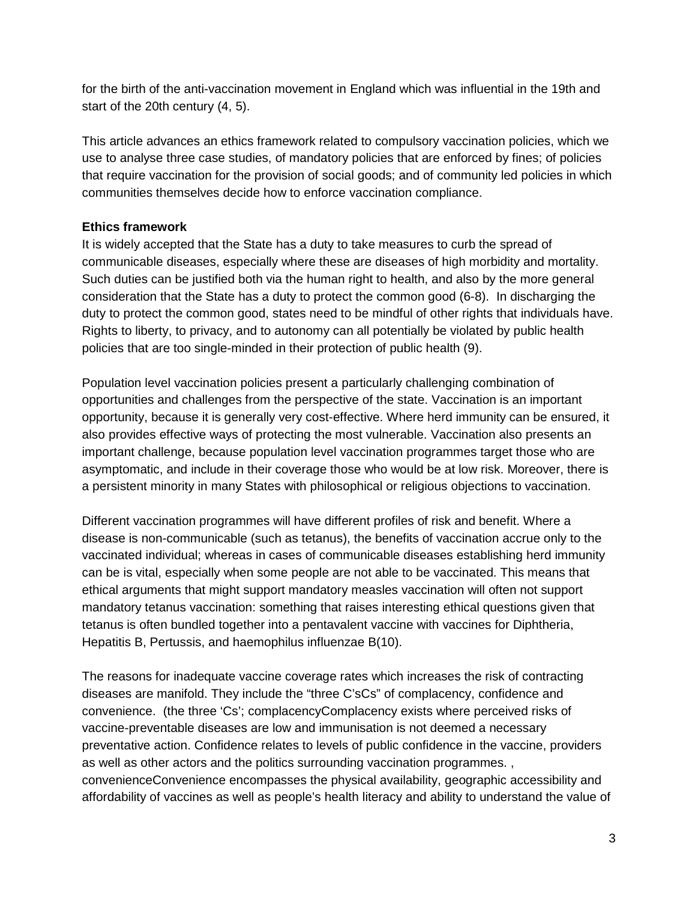for the birth of the anti-vaccination movement in England which was influential in the 19th and start of the 20th century (4, 5).

This article advances an ethics framework related to compulsory vaccination policies, which we use to analyse three case studies, of mandatory policies that are enforced by fines; of policies that require vaccination for the provision of social goods; and of community led policies in which communities themselves decide how to enforce vaccination compliance.

**Ethics framework**

It is widely accepted that the State has a duty to take measures to curb the spread of communicable diseases, especially where these are diseases of high morbidity and mortality. Such duties can be justified both via the human right to health, and also by the more general consideration that the State has a duty to protect the common good (6-8). In discharging the duty to protect the common good, states need to be mindful of other rights that individuals have. Rights to liberty, to privacy, and to autonomy can all potentially be violated by public health policies that are too single-minded in their protection of public health (9).

Population level vaccination policies present a particularly challenging combination of opportunities and challenges from the perspective of the state. Vaccination is an important opportunity, because it is generally very cost-effective. Where herd immunity can be ensured, it also provides effective ways of protecting the most vulnerable. Vaccination also presents an important challenge, because population level vaccination programmes target those who are asymptomatic, and include in their coverage those who would be at low risk. Moreover, there is a persistent minority in many States with philosophical or religious objections to vaccination.

Different vaccination programmes will have different profiles of risk and benefit. Where a disease is non-communicable (such as tetanus), the benefits of vaccination accrue only to the vaccinated individual; whereas in cases of communicable diseases establishing herd immunity can be is vital, especially when some people are not able to be vaccinated. This means that ethical arguments that might support mandatory measles vaccination will often not support mandatory tetanus vaccination: something that raises interesting ethical questions given that tetanus is often bundled together into a pentavalent vaccine with vaccines for Diphtheria, Hepatitis B, Pertussis, and haemophilus influenzae B(10).

The reasons for inadequate vaccine coverage rates which increases the risk of contracting diseases are manifold. They include the "three C'sCs" of complacency, confidence and convenience. (the three 'Cs'; complacencyComplacency exists where perceived risks of vaccine-preventable diseases are low and immunisation is not deemed a necessary preventative action. Confidence relates to levels of public confidence in the vaccine, providers as well as other actors and the politics surrounding vaccination programmes. , convenienceConvenience encompasses the physical availability, geographic accessibility and affordability of vaccines as well as people's health literacy and ability to understand the value of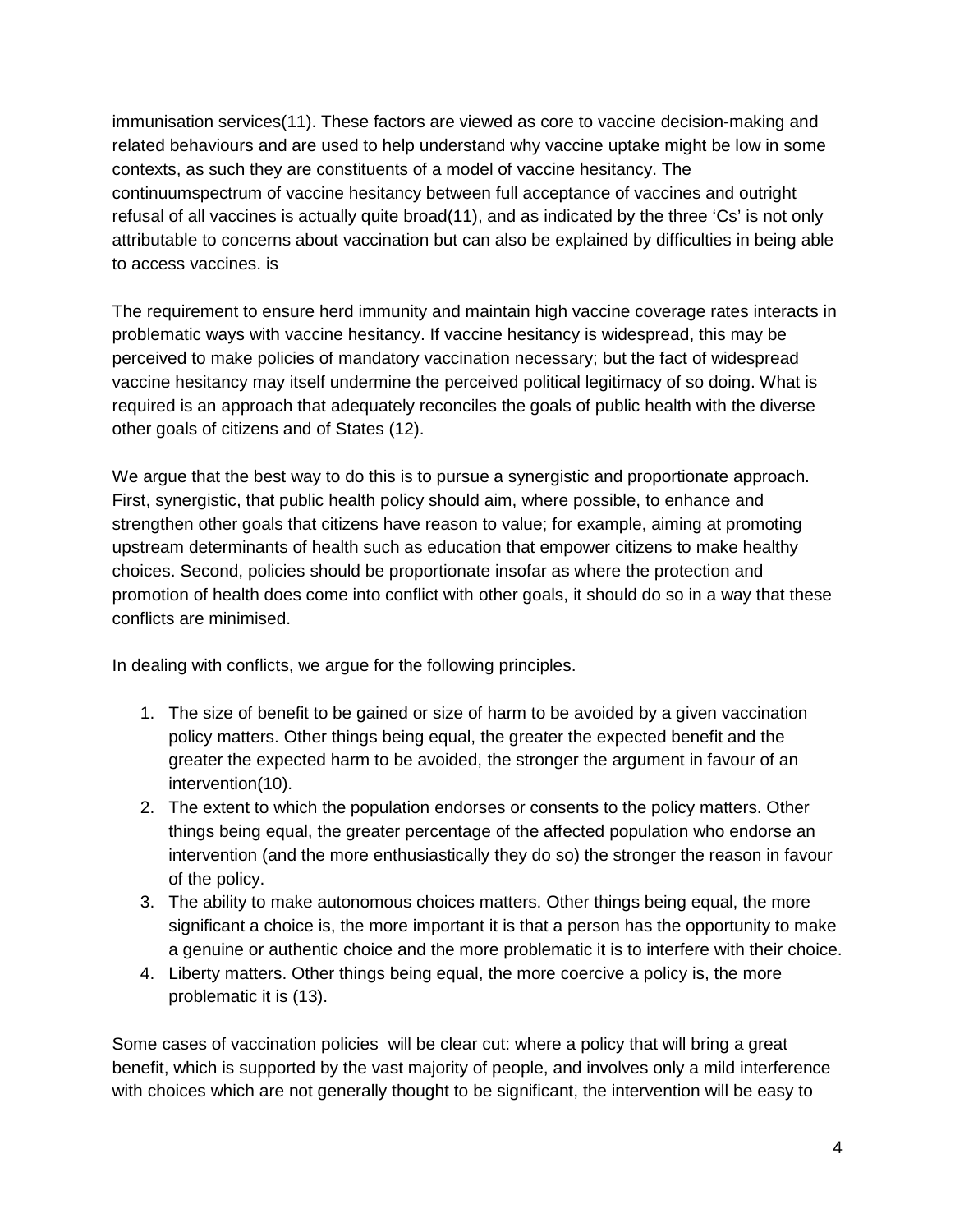immunisation services(11). These factors are viewed as core to vaccine decision-making and related behaviours and are used to help understand why vaccine uptake might be low in some contexts, as such they are constituents of a model of vaccine hesitancy. The continuumspectrum of vaccine hesitancy between full acceptance of vaccines and outright refusal of all vaccines is actually quite broad(11), and as indicated by the three 'Cs' is not only attributable to concerns about vaccination but can also be explained by difficulties in being able to access vaccines. is

The requirement to ensure herd immunity and maintain high vaccine coverage rates interacts in problematic ways with vaccine hesitancy. If vaccine hesitancy is widespread, this may be perceived to make policies of mandatory vaccination necessary; but the fact of widespread vaccine hesitancy may itself undermine the perceived political legitimacy of so doing. What is required is an approach that adequately reconciles the goals of public health with the diverse other goals of citizens and of States (12).

We argue that the best way to do this is to pursue a synergistic and proportionate approach. First, synergistic, that public health policy should aim, where possible, to enhance and strengthen other goals that citizens have reason to value; for example, aiming at promoting upstream determinants of health such as education that empower citizens to make healthy choices. Second, policies should be proportionate insofar as where the protection and promotion of health does come into conflict with other goals, it should do so in a way that these conflicts are minimised.

In dealing with conflicts, we argue for the following principles.

1. The size of benefit to be gained or size of harm to be avoided by a given vaccination policy matters. Other things being equal, the greater the expected benefit and the greater the expected harm to be avoided, the stronger the argument in favour of an intervention(10).
2. The extent to which the population endorses or consents to the policy matters. Other things being equal, the greater percentage of the affected population who endorse an intervention (and the more enthusiastically they do so) the stronger the reason in favour of the policy.
3. The ability to make autonomous choices matters. Other things being equal, the more significant a choice is, the more important it is that a person has the opportunity to make a genuine or authentic choice and the more problematic it is to interfere with their choice.
4. Liberty matters. Other things being equal, the more coercive a policy is, the more problematic it is (13).

Some cases of vaccination policies will be clear cut: where a policy that will bring a great benefit, which is supported by the vast majority of people, and involves only a mild interference with choices which are not generally thought to be significant, the intervention will be easy to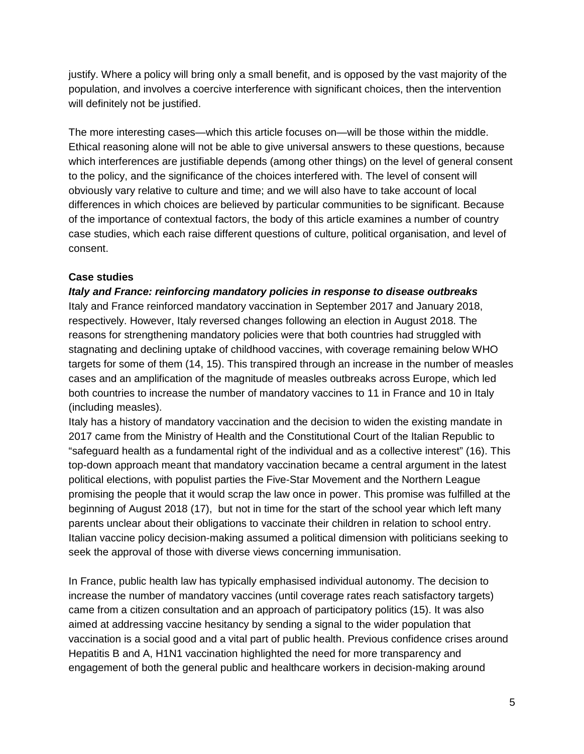justify. Where a policy will bring only a small benefit, and is opposed by the vast majority of the population, and involves a coercive interference with significant choices, then the intervention will definitely not be justified.

The more interesting cases—which this article focuses on—will be those within the middle. Ethical reasoning alone will not be able to give universal answers to these questions, because which interferences are justifiable depends (among other things) on the level of general consent to the policy, and the significance of the choices interfered with. The level of consent will obviously vary relative to culture and time; and we will also have to take account of local differences in which choices are believed by particular communities to be significant. Because of the importance of contextual factors, the body of this article examines a number of country case studies, which each raise different questions of culture, political organisation, and level of consent.

**Case studies**

***Italy and France: reinforcing mandatory policies in response to disease outbreaks***

Italy and France reinforced mandatory vaccination in September 2017 and January 2018, respectively. However, Italy reversed changes following an election in August 2018. The reasons for strengthening mandatory policies were that both countries had struggled with stagnating and declining uptake of childhood vaccines, with coverage remaining below WHO targets for some of them (14, 15). This transpired through an increase in the number of measles cases and an amplification of the magnitude of measles outbreaks across Europe, which led both countries to increase the number of mandatory vaccines to 11 in France and 10 in Italy (including measles).

Italy has a history of mandatory vaccination and the decision to widen the existing mandate in 2017 came from the Ministry of Health and the Constitutional Court of the Italian Republic to "safeguard health as a fundamental right of the individual and as a collective interest" (16). This top-down approach meant that mandatory vaccination became a central argument in the latest political elections, with populist parties the Five-Star Movement and the Northern League promising the people that it would scrap the law once in power. This promise was fulfilled at the beginning of August 2018 (17), but not in time for the start of the school year which left many parents unclear about their obligations to vaccinate their children in relation to school entry. Italian vaccine policy decision-making assumed a political dimension with politicians seeking to seek the approval of those with diverse views concerning immunisation.

In France, public health law has typically emphasised individual autonomy. The decision to increase the number of mandatory vaccines (until coverage rates reach satisfactory targets) came from a citizen consultation and an approach of participatory politics (15). It was also aimed at addressing vaccine hesitancy by sending a signal to the wider population that vaccination is a social good and a vital part of public health. Previous confidence crises around Hepatitis B and A, H1N1 vaccination highlighted the need for more transparency and engagement of both the general public and healthcare workers in decision-making around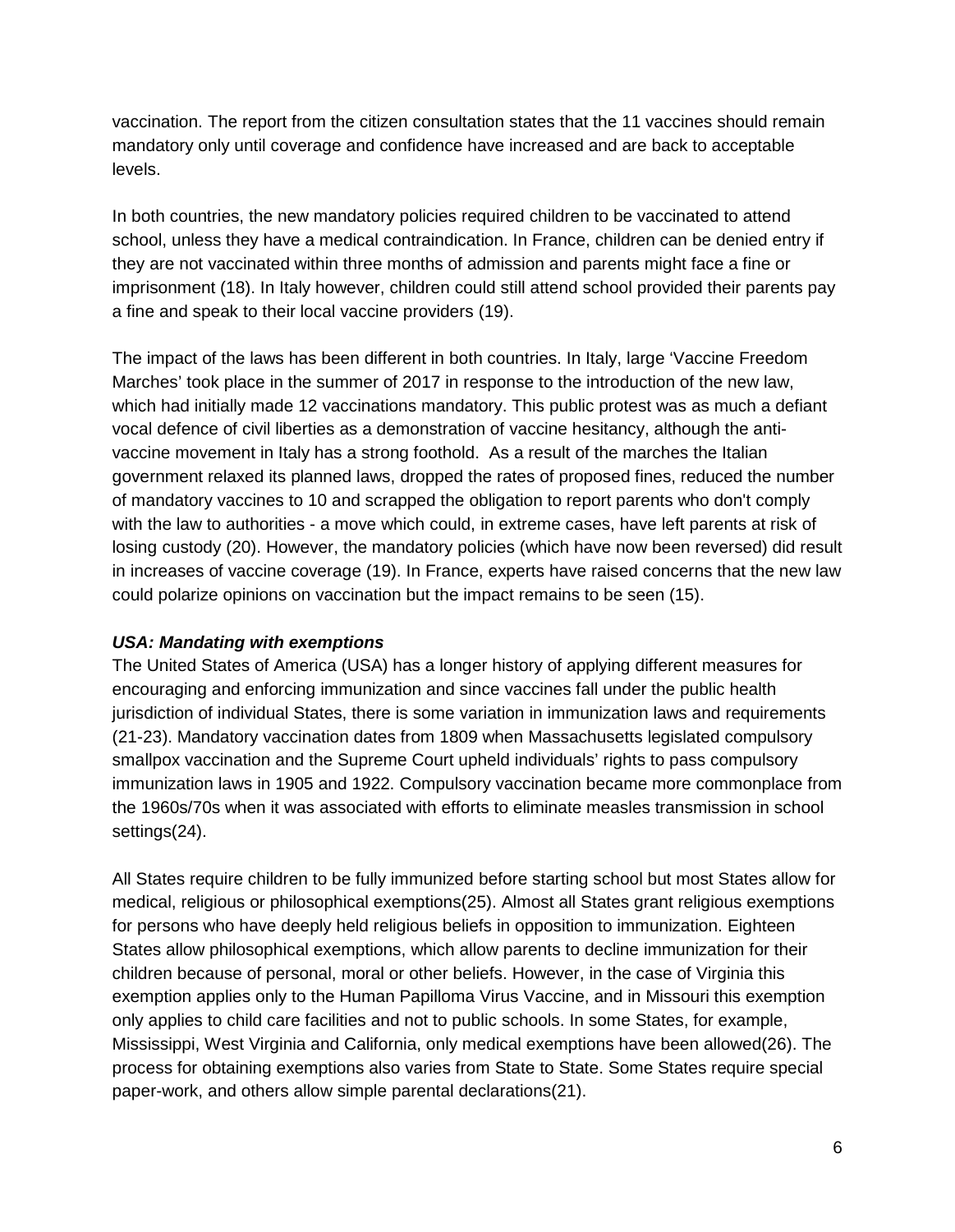vaccination. The report from the citizen consultation states that the 11 vaccines should remain mandatory only until coverage and confidence have increased and are back to acceptable levels.

In both countries, the new mandatory policies required children to be vaccinated to attend school, unless they have a medical contraindication. In France, children can be denied entry if they are not vaccinated within three months of admission and parents might face a fine or imprisonment (18). In Italy however, children could still attend school provided their parents pay a fine and speak to their local vaccine providers (19).

The impact of the laws has been different in both countries. In Italy, large 'Vaccine Freedom Marches' took place in the summer of 2017 in response to the introduction of the new law, which had initially made 12 vaccinations mandatory. This public protest was as much a defiant vocal defence of civil liberties as a demonstration of vaccine hesitancy, although the anti-vaccine movement in Italy has a strong foothold. As a result of the marches the Italian government relaxed its planned laws, dropped the rates of proposed fines, reduced the number of mandatory vaccines to 10 and scrapped the obligation to report parents who don't comply with the law to authorities - a move which could, in extreme cases, have left parents at risk of losing custody (20). However, the mandatory policies (which have now been reversed) did result in increases of vaccine coverage (19). In France, experts have raised concerns that the new law could polarize opinions on vaccination but the impact remains to be seen (15).

***USA: Mandating with exemptions***

The United States of America (USA) has a longer history of applying different measures for encouraging and enforcing immunization and since vaccines fall under the public health jurisdiction of individual States, there is some variation in immunization laws and requirements (21-23). Mandatory vaccination dates from 1809 when Massachusetts legislated compulsory smallpox vaccination and the Supreme Court upheld individuals' rights to pass compulsory immunization laws in 1905 and 1922. Compulsory vaccination became more commonplace from the 1960s/70s when it was associated with efforts to eliminate measles transmission in school settings(24).

All States require children to be fully immunized before starting school but most States allow for medical, religious or philosophical exemptions(25). Almost all States grant religious exemptions for persons who have deeply held religious beliefs in opposition to immunization. Eighteen States allow philosophical exemptions, which allow parents to decline immunization for their children because of personal, moral or other beliefs. However, in the case of Virginia this exemption applies only to the Human Papilloma Virus Vaccine, and in Missouri this exemption only applies to child care facilities and not to public schools. In some States, for example, Mississippi, West Virginia and California, only medical exemptions have been allowed(26). The process for obtaining exemptions also varies from State to State. Some States require special paper-work, and others allow simple parental declarations(21).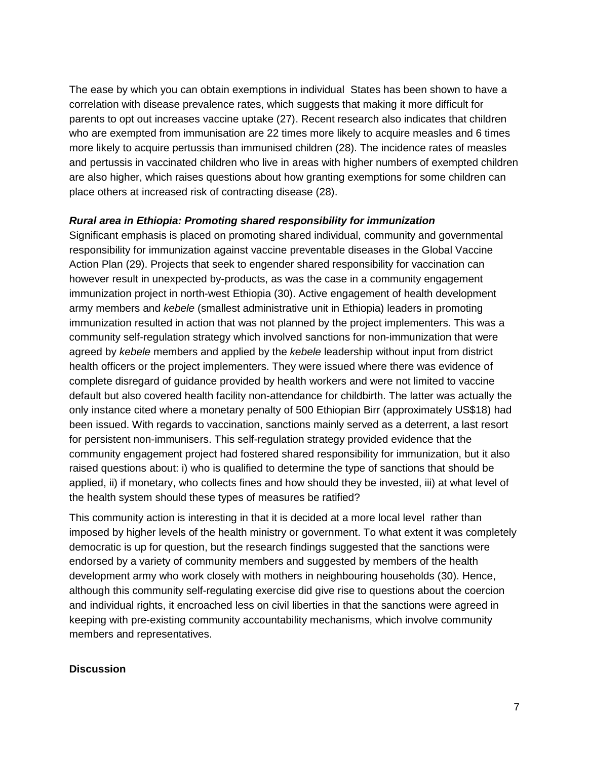The ease by which you can obtain exemptions in individual States has been shown to have a correlation with disease prevalence rates, which suggests that making it more difficult for parents to opt out increases vaccine uptake (27). Recent research also indicates that children who are exempted from immunisation are 22 times more likely to acquire measles and 6 times more likely to acquire pertussis than immunised children (28). The incidence rates of measles and pertussis in vaccinated children who live in areas with higher numbers of exempted children are also higher, which raises questions about how granting exemptions for some children can place others at increased risk of contracting disease (28).

***Rural area in Ethiopia: Promoting shared responsibility for immunization***

Significant emphasis is placed on promoting shared individual, community and governmental responsibility for immunization against vaccine preventable diseases in the Global Vaccine Action Plan (29). Projects that seek to engender shared responsibility for vaccination can however result in unexpected by-products, as was the case in a community engagement immunization project in north-west Ethiopia (30). Active engagement of health development army members and *kebele* (smallest administrative unit in Ethiopia) leaders in promoting immunization resulted in action that was not planned by the project implementers. This was a community self-regulation strategy which involved sanctions for non-immunization that were agreed by *kebele* members and applied by the *kebele* leadership without input from district health officers or the project implementers. They were issued where there was evidence of complete disregard of guidance provided by health workers and were not limited to vaccine default but also covered health facility non-attendance for childbirth. The latter was actually the only instance cited where a monetary penalty of 500 Ethiopian Birr (approximately US$18) had been issued. With regards to vaccination, sanctions mainly served as a deterrent, a last resort for persistent non-immunisers. This self-regulation strategy provided evidence that the community engagement project had fostered shared responsibility for immunization, but it also raised questions about: i) who is qualified to determine the type of sanctions that should be applied, ii) if monetary, who collects fines and how should they be invested, iii) at what level of the health system should these types of measures be ratified?

This community action is interesting in that it is decided at a more local level rather than imposed by higher levels of the health ministry or government. To what extent it was completely democratic is up for question, but the research findings suggested that the sanctions were endorsed by a variety of community members and suggested by members of the health development army who work closely with mothers in neighbouring households (30). Hence, although this community self-regulating exercise did give rise to questions about the coercion and individual rights, it encroached less on civil liberties in that the sanctions were agreed in keeping with pre-existing community accountability mechanisms, which involve community members and representatives.

**Discussion**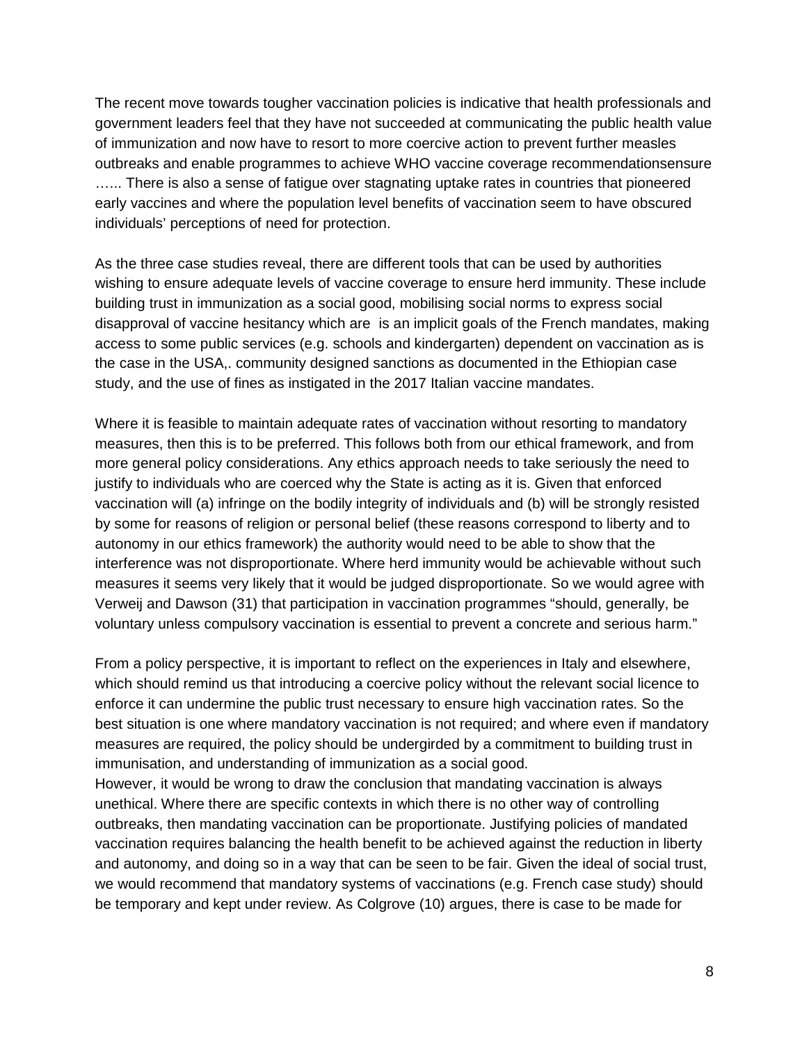The recent move towards tougher vaccination policies is indicative that health professionals and government leaders feel that they have not succeeded at communicating the public health value of immunization and now have to resort to more coercive action to prevent further measles outbreaks and enable programmes to achieve WHO vaccine coverage recommendationsensure …... There is also a sense of fatigue over stagnating uptake rates in countries that pioneered early vaccines and where the population level benefits of vaccination seem to have obscured individuals' perceptions of need for protection.

As the three case studies reveal, there are different tools that can be used by authorities wishing to ensure adequate levels of vaccine coverage to ensure herd immunity. These include building trust in immunization as a social good, mobilising social norms to express social disapproval of vaccine hesitancy which are is an implicit goals of the French mandates, making access to some public services (e.g. schools and kindergarten) dependent on vaccination as is the case in the USA,. community designed sanctions as documented in the Ethiopian case study, and the use of fines as instigated in the 2017 Italian vaccine mandates.

Where it is feasible to maintain adequate rates of vaccination without resorting to mandatory measures, then this is to be preferred. This follows both from our ethical framework, and from more general policy considerations. Any ethics approach needs to take seriously the need to justify to individuals who are coerced why the State is acting as it is. Given that enforced vaccination will (a) infringe on the bodily integrity of individuals and (b) will be strongly resisted by some for reasons of religion or personal belief (these reasons correspond to liberty and to autonomy in our ethics framework) the authority would need to be able to show that the interference was not disproportionate. Where herd immunity would be achievable without such measures it seems very likely that it would be judged disproportionate. So we would agree with Verweij and Dawson (31) that participation in vaccination programmes "should, generally, be voluntary unless compulsory vaccination is essential to prevent a concrete and serious harm."

From a policy perspective, it is important to reflect on the experiences in Italy and elsewhere, which should remind us that introducing a coercive policy without the relevant social licence to enforce it can undermine the public trust necessary to ensure high vaccination rates. So the best situation is one where mandatory vaccination is not required; and where even if mandatory measures are required, the policy should be undergirded by a commitment to building trust in immunisation, and understanding of immunization as a social good.

However, it would be wrong to draw the conclusion that mandating vaccination is always unethical. Where there are specific contexts in which there is no other way of controlling outbreaks, then mandating vaccination can be proportionate. Justifying policies of mandated vaccination requires balancing the health benefit to be achieved against the reduction in liberty and autonomy, and doing so in a way that can be seen to be fair. Given the ideal of social trust, we would recommend that mandatory systems of vaccinations (e.g. French case study) should be temporary and kept under review. As Colgrove (10) argues, there is case to be made for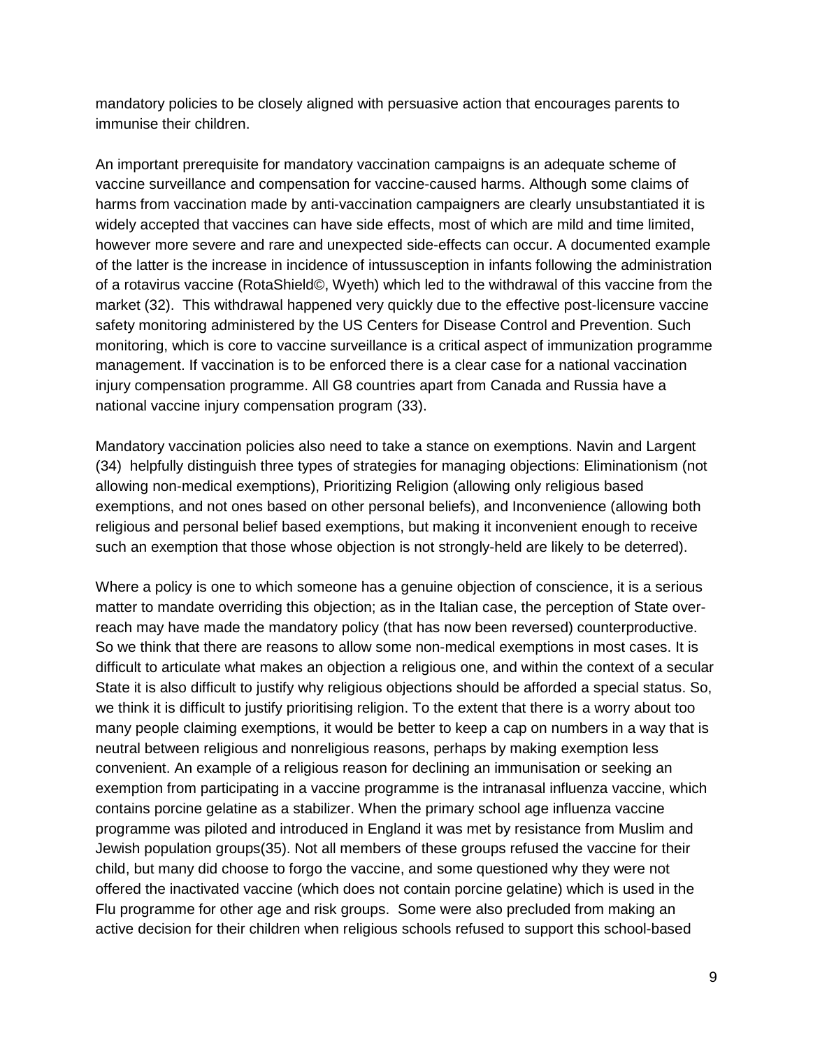mandatory policies to be closely aligned with persuasive action that encourages parents to immunise their children.

An important prerequisite for mandatory vaccination campaigns is an adequate scheme of vaccine surveillance and compensation for vaccine-caused harms. Although some claims of harms from vaccination made by anti-vaccination campaigners are clearly unsubstantiated it is widely accepted that vaccines can have side effects, most of which are mild and time limited, however more severe and rare and unexpected side-effects can occur. A documented example of the latter is the increase in incidence of intussusception in infants following the administration of a rotavirus vaccine (RotaShield©, Wyeth) which led to the withdrawal of this vaccine from the market (32). This withdrawal happened very quickly due to the effective post-licensure vaccine safety monitoring administered by the US Centers for Disease Control and Prevention. Such monitoring, which is core to vaccine surveillance is a critical aspect of immunization programme management. If vaccination is to be enforced there is a clear case for a national vaccination injury compensation programme. All G8 countries apart from Canada and Russia have a national vaccine injury compensation program (33).

Mandatory vaccination policies also need to take a stance on exemptions. Navin and Largent (34) helpfully distinguish three types of strategies for managing objections: Eliminationism (not allowing non-medical exemptions), Prioritizing Religion (allowing only religious based exemptions, and not ones based on other personal beliefs), and Inconvenience (allowing both religious and personal belief based exemptions, but making it inconvenient enough to receive such an exemption that those whose objection is not strongly-held are likely to be deterred).

Where a policy is one to which someone has a genuine objection of conscience, it is a serious matter to mandate overriding this objection; as in the Italian case, the perception of State over-reach may have made the mandatory policy (that has now been reversed) counterproductive. So we think that there are reasons to allow some non-medical exemptions in most cases. It is difficult to articulate what makes an objection a religious one, and within the context of a secular State it is also difficult to justify why religious objections should be afforded a special status. So, we think it is difficult to justify prioritising religion. To the extent that there is a worry about too many people claiming exemptions, it would be better to keep a cap on numbers in a way that is neutral between religious and nonreligious reasons, perhaps by making exemption less convenient. An example of a religious reason for declining an immunisation or seeking an exemption from participating in a vaccine programme is the intranasal influenza vaccine, which contains porcine gelatine as a stabilizer. When the primary school age influenza vaccine programme was piloted and introduced in England it was met by resistance from Muslim and Jewish population groups(35). Not all members of these groups refused the vaccine for their child, but many did choose to forgo the vaccine, and some questioned why they were not offered the inactivated vaccine (which does not contain porcine gelatine) which is used in the Flu programme for other age and risk groups. Some were also precluded from making an active decision for their children when religious schools refused to support this school-based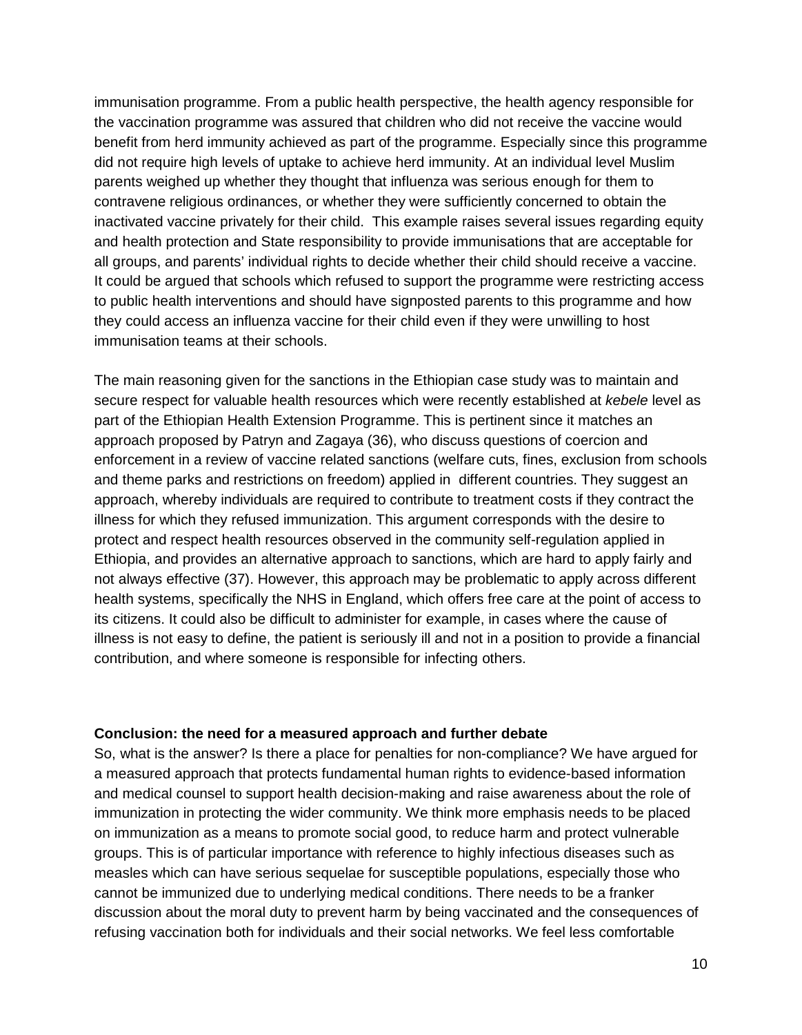immunisation programme. From a public health perspective, the health agency responsible for the vaccination programme was assured that children who did not receive the vaccine would benefit from herd immunity achieved as part of the programme. Especially since this programme did not require high levels of uptake to achieve herd immunity. At an individual level Muslim parents weighed up whether they thought that influenza was serious enough for them to contravene religious ordinances, or whether they were sufficiently concerned to obtain the inactivated vaccine privately for their child. This example raises several issues regarding equity and health protection and State responsibility to provide immunisations that are acceptable for all groups, and parents' individual rights to decide whether their child should receive a vaccine. It could be argued that schools which refused to support the programme were restricting access to public health interventions and should have signposted parents to this programme and how they could access an influenza vaccine for their child even if they were unwilling to host immunisation teams at their schools.

The main reasoning given for the sanctions in the Ethiopian case study was to maintain and secure respect for valuable health resources which were recently established at *kebele* level as part of the Ethiopian Health Extension Programme. This is pertinent since it matches an approach proposed by Patryn and Zagaya (36), who discuss questions of coercion and enforcement in a review of vaccine related sanctions (welfare cuts, fines, exclusion from schools and theme parks and restrictions on freedom) applied in different countries. They suggest an approach, whereby individuals are required to contribute to treatment costs if they contract the illness for which they refused immunization. This argument corresponds with the desire to protect and respect health resources observed in the community self-regulation applied in Ethiopia, and provides an alternative approach to sanctions, which are hard to apply fairly and not always effective (37). However, this approach may be problematic to apply across different health systems, specifically the NHS in England, which offers free care at the point of access to its citizens. It could also be difficult to administer for example, in cases where the cause of illness is not easy to define, the patient is seriously ill and not in a position to provide a financial contribution, and where someone is responsible for infecting others.

## Conclusion: the need for a measured approach and further debate

So, what is the answer? Is there a place for penalties for non-compliance? We have argued for a measured approach that protects fundamental human rights to evidence-based information and medical counsel to support health decision-making and raise awareness about the role of immunization in protecting the wider community. We think more emphasis needs to be placed on immunization as a means to promote social good, to reduce harm and protect vulnerable groups. This is of particular importance with reference to highly infectious diseases such as measles which can have serious sequelae for susceptible populations, especially those who cannot be immunized due to underlying medical conditions. There needs to be a franker discussion about the moral duty to prevent harm by being vaccinated and the consequences of refusing vaccination both for individuals and their social networks. We feel less comfortable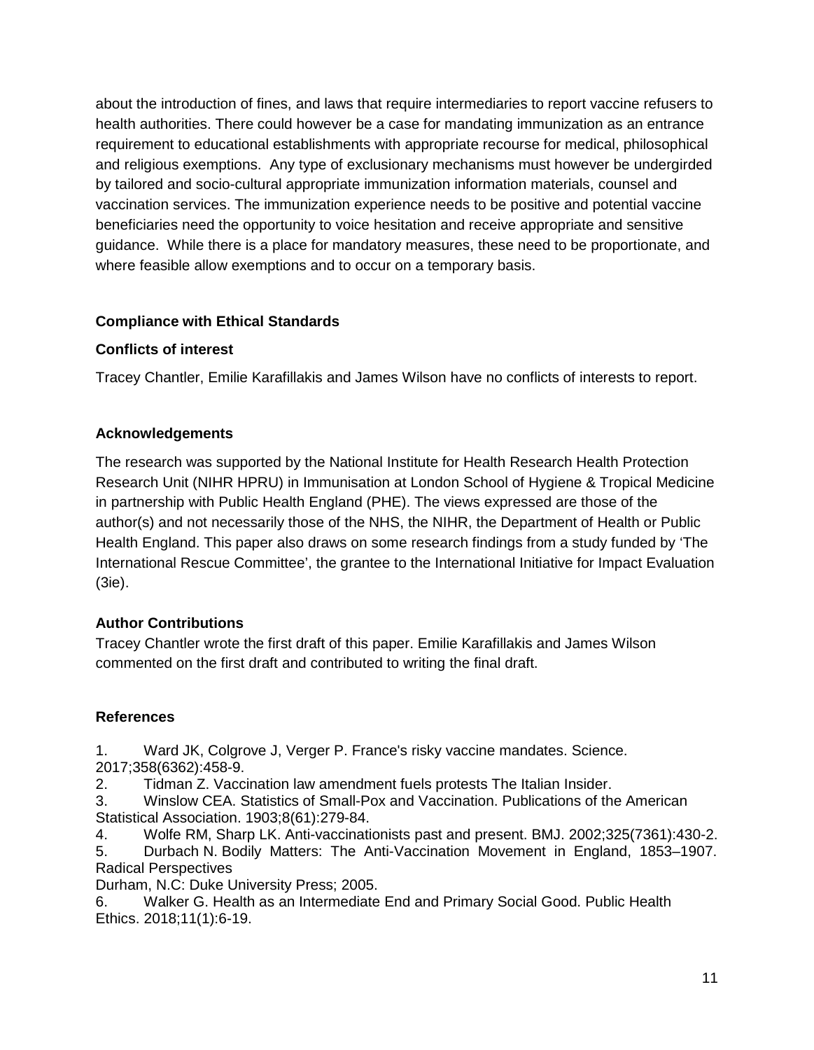about the introduction of fines, and laws that require intermediaries to report vaccine refusers to health authorities. There could however be a case for mandating immunization as an entrance requirement to educational establishments with appropriate recourse for medical, philosophical and religious exemptions. Any type of exclusionary mechanisms must however be undergirded by tailored and socio-cultural appropriate immunization information materials, counsel and vaccination services. The immunization experience needs to be positive and potential vaccine beneficiaries need the opportunity to voice hesitation and receive appropriate and sensitive guidance. While there is a place for mandatory measures, these need to be proportionate, and where feasible allow exemptions and to occur on a temporary basis.

**Compliance with Ethical Standards**

**Conflicts of interest**

Tracey Chantler, Emilie Karafillakis and James Wilson have no conflicts of interests to report.

**Acknowledgements**

The research was supported by the National Institute for Health Research Health Protection Research Unit (NIHR HPRU) in Immunisation at London School of Hygiene & Tropical Medicine in partnership with Public Health England (PHE). The views expressed are those of the author(s) and not necessarily those of the NHS, the NIHR, the Department of Health or Public Health England. This paper also draws on some research findings from a study funded by 'The International Rescue Committee', the grantee to the International Initiative for Impact Evaluation (3ie).

**Author Contributions**

Tracey Chantler wrote the first draft of this paper. Emilie Karafillakis and James Wilson commented on the first draft and contributed to writing the final draft.

**References**

1. Ward JK, Colgrove J, Verger P. France's risky vaccine mandates. Science. 2017;358(6362):458-9.
2. Tidman Z. Vaccination law amendment fuels protests The Italian Insider.
3. Winslow CEA. Statistics of Small-Pox and Vaccination. Publications of the American Statistical Association. 1903;8(61):279-84.
4. Wolfe RM, Sharp LK. Anti-vaccinationists past and present. BMJ. 2002;325(7361):430-2.
5. Durbach N. Bodily Matters: The Anti-Vaccination Movement in England, 1853–1907. Radical Perspectives
Durham, N.C: Duke University Press; 2005.
6. Walker G. Health as an Intermediate End and Primary Social Good. Public Health Ethics. 2018;11(1):6-19.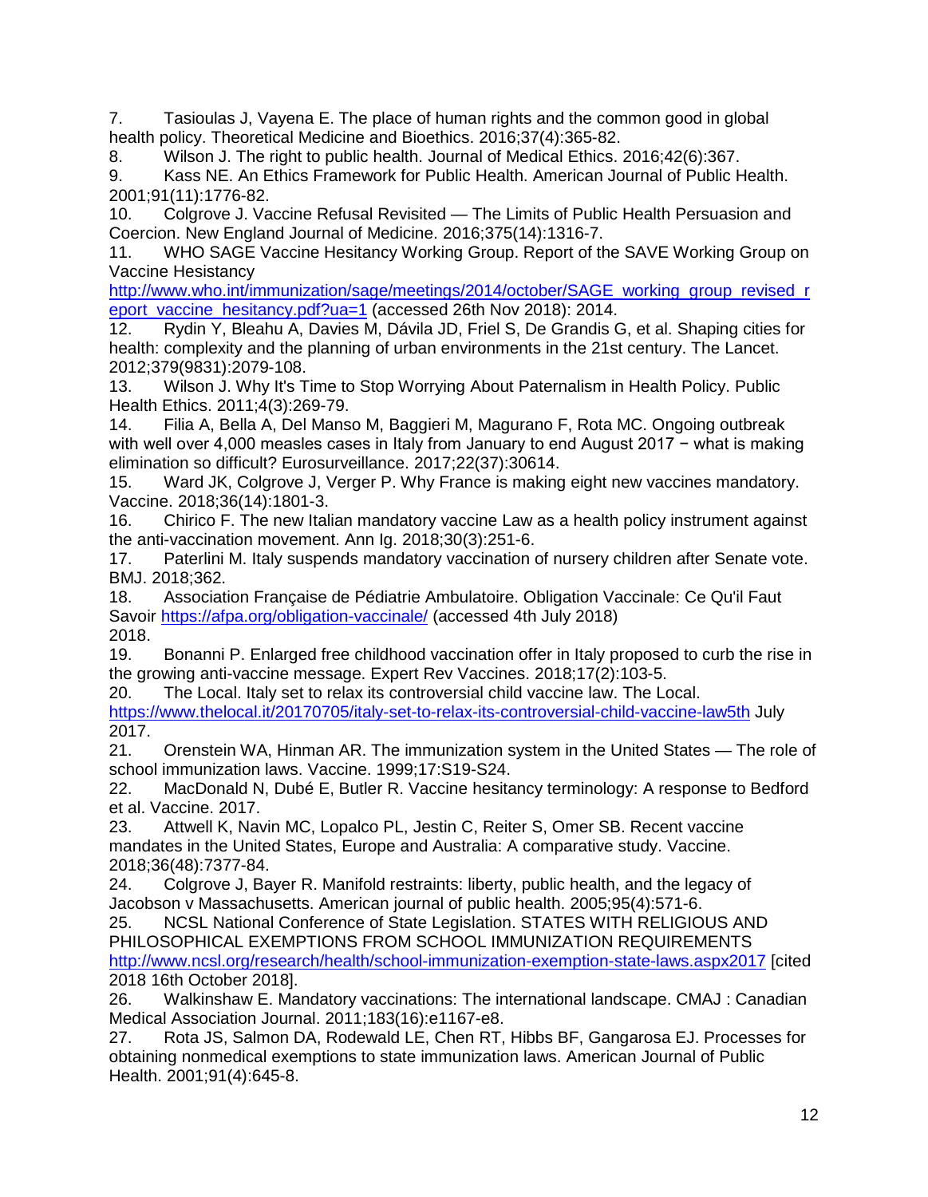7. Tasioulas J, Vayena E. The place of human rights and the common good in global health policy. Theoretical Medicine and Bioethics. 2016;37(4):365-82.
8. Wilson J. The right to public health. Journal of Medical Ethics. 2016;42(6):367.
9. Kass NE. An Ethics Framework for Public Health. American Journal of Public Health. 2001;91(11):1776-82.
10. Colgrove J. Vaccine Refusal Revisited — The Limits of Public Health Persuasion and Coercion. New England Journal of Medicine. 2016;375(14):1316-7.
11. WHO SAGE Vaccine Hesitancy Working Group. Report of the SAVE Working Group on Vaccine Hesitancy http://www.who.int/immunization/sage/meetings/2014/october/SAGE_working_group_revised_report_vaccine_hesitancy.pdf?ua=1 (accessed 26th Nov 2018): 2014.
12. Rydin Y, Bleahu A, Davies M, Dávila JD, Friel S, De Grandis G, et al. Shaping cities for health: complexity and the planning of urban environments in the 21st century. The Lancet. 2012;379(9831):2079-108.
13. Wilson J. Why It's Time to Stop Worrying About Paternalism in Health Policy. Public Health Ethics. 2011;4(3):269-79.
14. Filia A, Bella A, Del Manso M, Baggieri M, Magurano F, Rota MC. Ongoing outbreak with well over 4,000 measles cases in Italy from January to end August 2017 − what is making elimination so difficult? Eurosurveillance. 2017;22(37):30614.
15. Ward JK, Colgrove J, Verger P. Why France is making eight new vaccines mandatory. Vaccine. 2018;36(14):1801-3.
16. Chirico F. The new Italian mandatory vaccine Law as a health policy instrument against the anti-vaccination movement. Ann Ig. 2018;30(3):251-6.
17. Paterlini M. Italy suspends mandatory vaccination of nursery children after Senate vote. BMJ. 2018;362.
18. Association Française de Pédiatrie Ambulatoire. Obligation Vaccinale: Ce Qu'il Faut Savoir https://afpa.org/obligation-vaccinale/ (accessed 4th July 2018) 2018.
19. Bonanni P. Enlarged free childhood vaccination offer in Italy proposed to curb the rise in the growing anti-vaccine message. Expert Rev Vaccines. 2018;17(2):103-5.
20. The Local. Italy set to relax its controversial child vaccine law. The Local. https://www.thelocal.it/20170705/italy-set-to-relax-its-controversial-child-vaccine-law5th July 2017.
21. Orenstein WA, Hinman AR. The immunization system in the United States — The role of school immunization laws. Vaccine. 1999;17:S19-S24.
22. MacDonald N, Dubé E, Butler R. Vaccine hesitancy terminology: A response to Bedford et al. Vaccine. 2017.
23. Attwell K, Navin MC, Lopalco PL, Jestin C, Reiter S, Omer SB. Recent vaccine mandates in the United States, Europe and Australia: A comparative study. Vaccine. 2018;36(48):7377-84.
24. Colgrove J, Bayer R. Manifold restraints: liberty, public health, and the legacy of Jacobson v Massachusetts. American journal of public health. 2005;95(4):571-6.
25. NCSL National Conference of State Legislation. STATES WITH RELIGIOUS AND PHILOSOPHICAL EXEMPTIONS FROM SCHOOL IMMUNIZATION REQUIREMENTS http://www.ncsl.org/research/health/school-immunization-exemption-state-laws.aspx2017 [cited 2018 16th October 2018].
26. Walkinshaw E. Mandatory vaccinations: The international landscape. CMAJ : Canadian Medical Association Journal. 2011;183(16):e1167-e8.
27. Rota JS, Salmon DA, Rodewald LE, Chen RT, Hibbs BF, Gangarosa EJ. Processes for obtaining nonmedical exemptions to state immunization laws. American Journal of Public Health. 2001;91(4):645-8.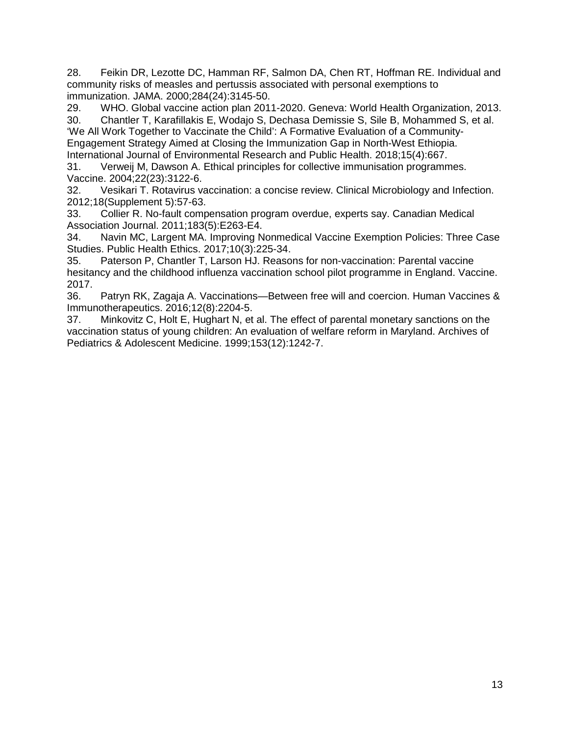28. Feikin DR, Lezotte DC, Hamman RF, Salmon DA, Chen RT, Hoffman RE. Individual and community risks of measles and pertussis associated with personal exemptions to immunization. JAMA. 2000;284(24):3145-50.

29. WHO. Global vaccine action plan 2011-2020. Geneva: World Health Organization, 2013.

30. Chantler T, Karafillakis E, Wodajo S, Dechasa Demissie S, Sile B, Mohammed S, et al. 'We All Work Together to Vaccinate the Child': A Formative Evaluation of a Community-Engagement Strategy Aimed at Closing the Immunization Gap in North-West Ethiopia. International Journal of Environmental Research and Public Health. 2018;15(4):667.

31. Verweij M, Dawson A. Ethical principles for collective immunisation programmes. Vaccine. 2004;22(23):3122-6.

32. Vesikari T. Rotavirus vaccination: a concise review. Clinical Microbiology and Infection. 2012;18(Supplement 5):57-63.

33. Collier R. No-fault compensation program overdue, experts say. Canadian Medical Association Journal. 2011;183(5):E263-E4.

34. Navin MC, Largent MA. Improving Nonmedical Vaccine Exemption Policies: Three Case Studies. Public Health Ethics. 2017;10(3):225-34.

35. Paterson P, Chantler T, Larson HJ. Reasons for non-vaccination: Parental vaccine hesitancy and the childhood influenza vaccination school pilot programme in England. Vaccine. 2017.

36. Patryn RK, Zagaja A. Vaccinations—Between free will and coercion. Human Vaccines & Immunotherapeutics. 2016;12(8):2204-5.

37. Minkovitz C, Holt E, Hughart N, et al. The effect of parental monetary sanctions on the vaccination status of young children: An evaluation of welfare reform in Maryland. Archives of Pediatrics & Adolescent Medicine. 1999;153(12):1242-7.